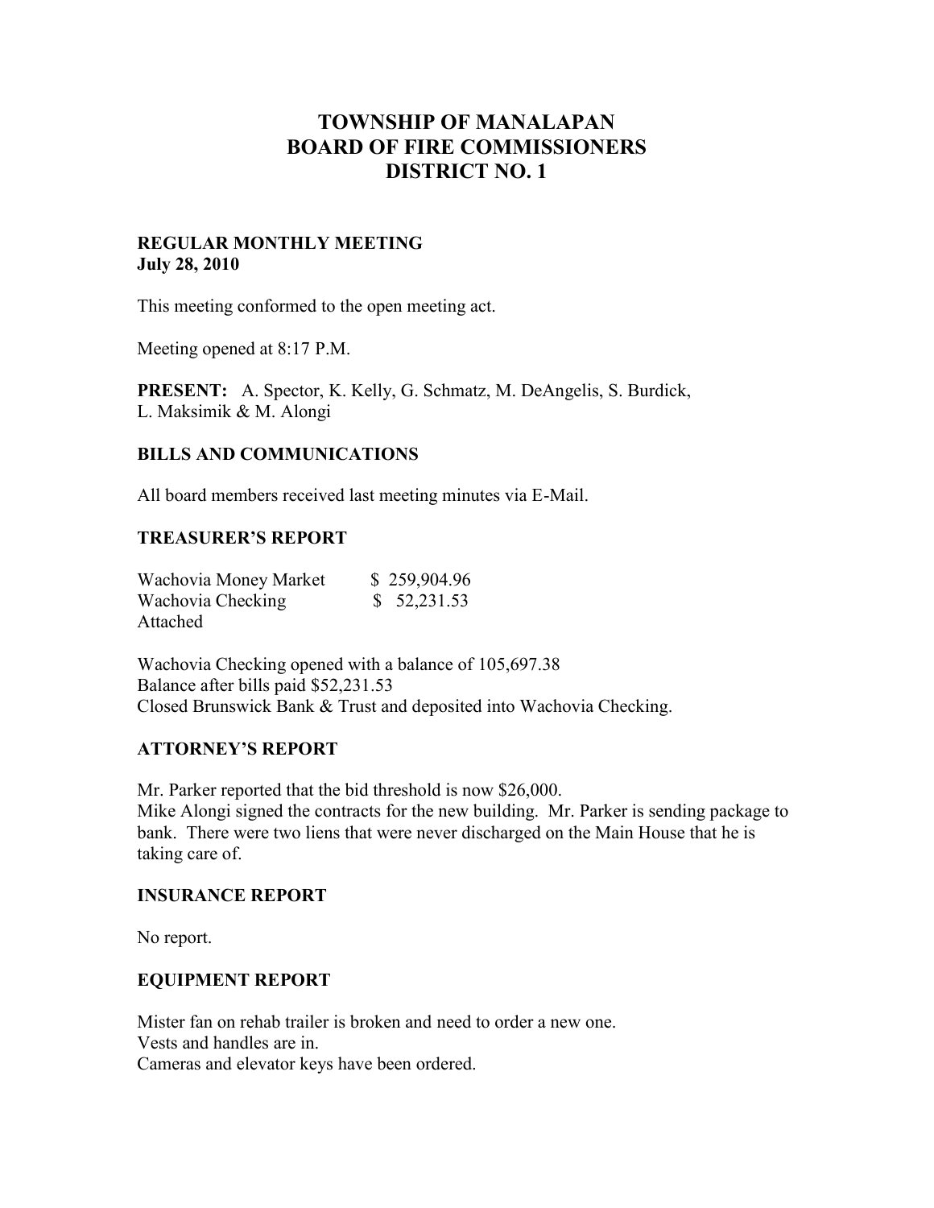# TOWNSHIP OF MANALAPAN
# BOARD OF FIRE COMMISSIONERS
# DISTRICT NO. 1

**REGULAR MONTHLY MEETING**
**July 28, 2010**

This meeting conformed to the open meeting act.

Meeting opened at 8:17 P.M.

**PRESENT:** A. Spector, K. Kelly, G. Schmatz, M. DeAngelis, S. Burdick, L. Maksimik & M. Alongi

## BILLS AND COMMUNICATIONS

All board members received last meeting minutes via E-Mail.

## TREASURER'S REPORT

| | |
|---|---|
| Wachovia Money Market | $ 259,904.96 |
| Wachovia Checking | $ 52,231.53 |

Attached

Wachovia Checking opened with a balance of 105,697.38
Balance after bills paid $52,231.53
Closed Brunswick Bank & Trust and deposited into Wachovia Checking.

## ATTORNEY'S REPORT

Mr. Parker reported that the bid threshold is now $26,000.
Mike Alongi signed the contracts for the new building. Mr. Parker is sending package to bank. There were two liens that were never discharged on the Main House that he is taking care of.

## INSURANCE REPORT

No report.

## EQUIPMENT REPORT

Mister fan on rehab trailer is broken and need to order a new one.
Vests and handles are in.
Cameras and elevator keys have been ordered.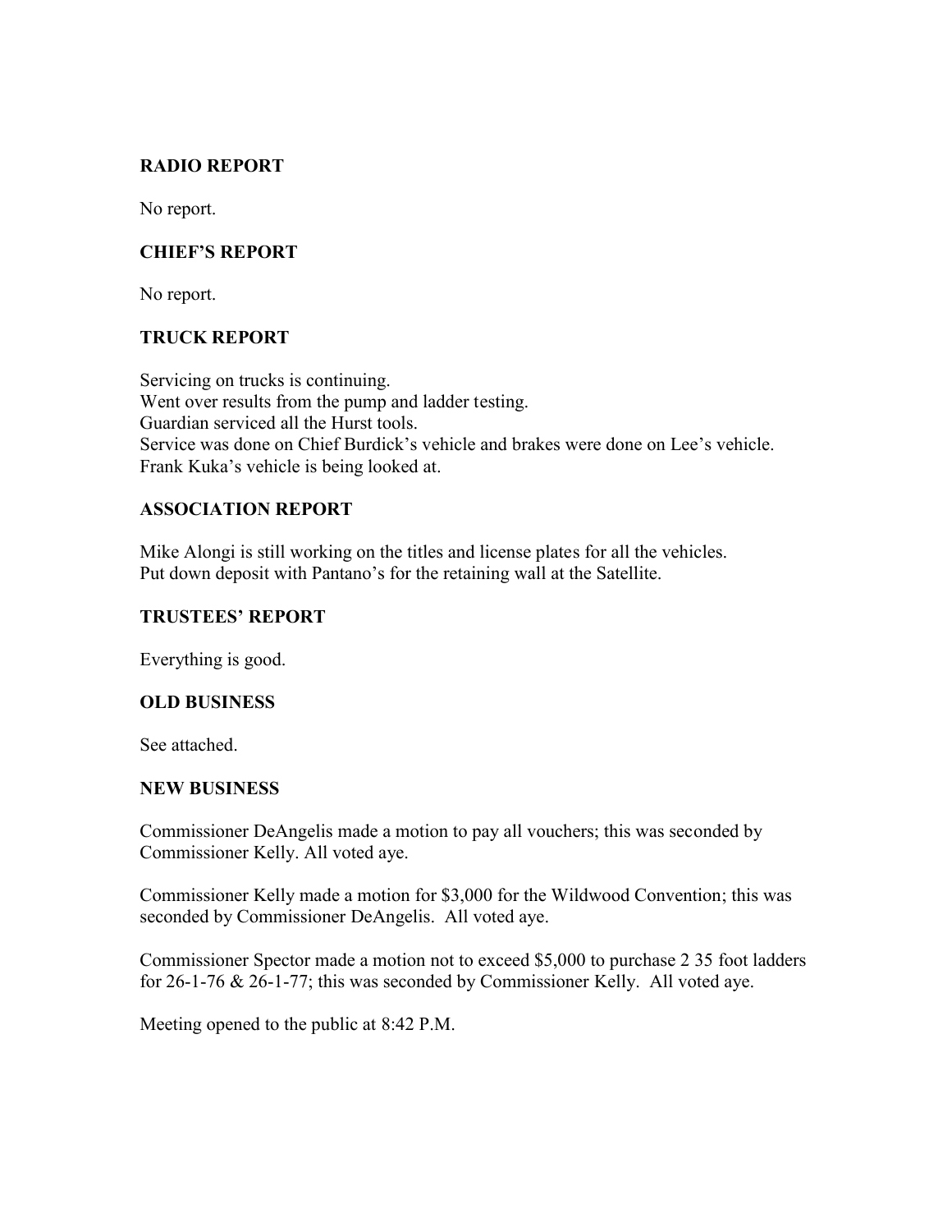## RADIO REPORT

No report.

## CHIEF'S REPORT

No report.

## TRUCK REPORT

Servicing on trucks is continuing.
Went over results from the pump and ladder testing.
Guardian serviced all the Hurst tools.
Service was done on Chief Burdick's vehicle and brakes were done on Lee's vehicle.
Frank Kuka's vehicle is being looked at.

## ASSOCIATION REPORT

Mike Alongi is still working on the titles and license plates for all the vehicles.
Put down deposit with Pantano's for the retaining wall at the Satellite.

## TRUSTEES' REPORT

Everything is good.

## OLD BUSINESS

See attached.

## NEW BUSINESS

Commissioner DeAngelis made a motion to pay all vouchers; this was seconded by Commissioner Kelly. All voted aye.

Commissioner Kelly made a motion for $3,000 for the Wildwood Convention; this was seconded by Commissioner DeAngelis. All voted aye.

Commissioner Spector made a motion not to exceed $5,000 to purchase 2 35 foot ladders for 26-1-76 & 26-1-77; this was seconded by Commissioner Kelly. All voted aye.

Meeting opened to the public at 8:42 P.M.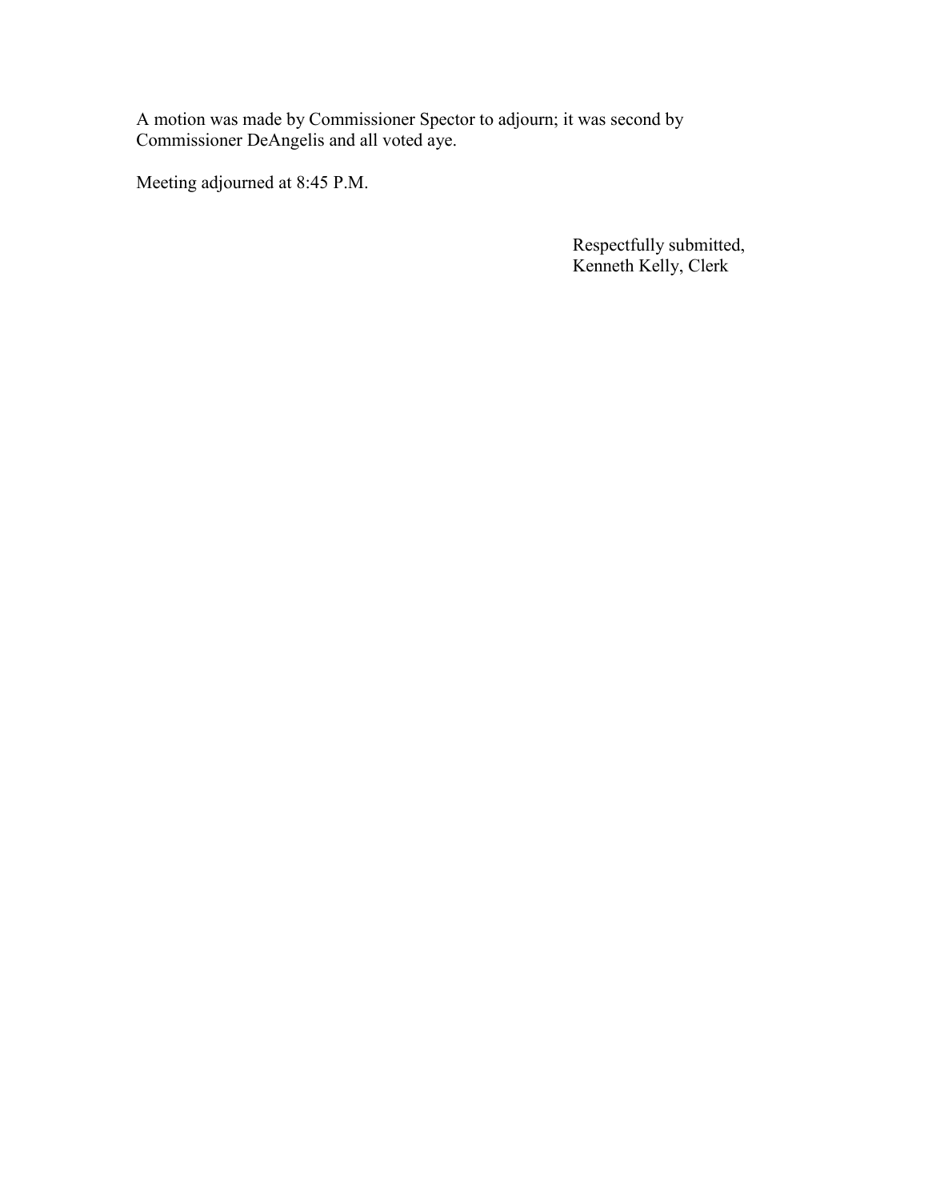A motion was made by Commissioner Spector to adjourn; it was second by Commissioner DeAngelis and all voted aye.

Meeting adjourned at 8:45 P.M.

Respectfully submitted,
Kenneth Kelly, Clerk